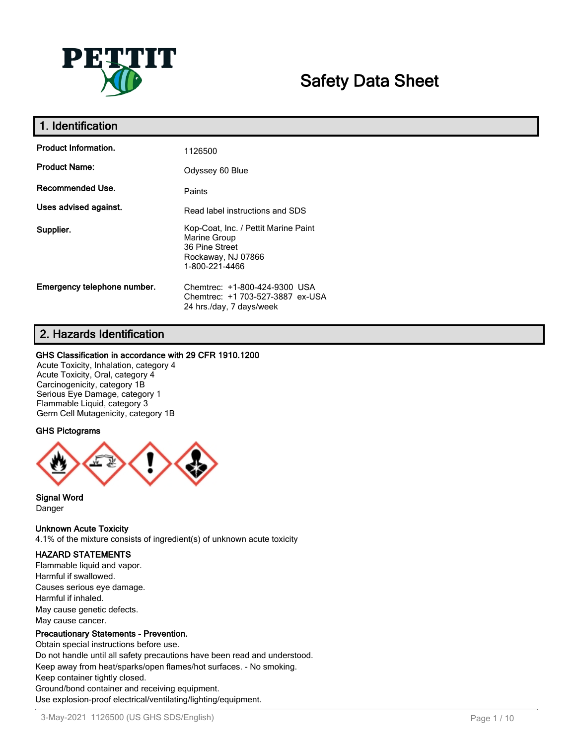# Safety Data Sheet

## 1. Identification

| | |
|---|---|
| **Product Information.** | 1126500 |
| **Product Name:** | Odyssey 60 Blue |
| **Recommended Use.** | Paints |
| **Uses advised against.** | Read label instructions and SDS |
| **Supplier.** | Kop-Coat, Inc. / Pettit Marine Paint<br>Marine Group<br>36 Pine Street<br>Rockaway, NJ 07866<br>1-800-221-4466 |
| **Emergency telephone number.** | Chemtrec: +1-800-424-9300 USA<br>Chemtrec: +1 703-527-3887 ex-USA<br>24 hrs./day, 7 days/week |

## 2. Hazards Identification

**GHS Classification in accordance with 29 CFR 1910.1200**

Acute Toxicity, Inhalation, category 4
Acute Toxicity, Oral, category 4
Carcinogenicity, category 1B
Serious Eye Damage, category 1
Flammable Liquid, category 3
Germ Cell Mutagenicity, category 1B

**GHS Pictograms**

**Signal Word**

Danger

**Unknown Acute Toxicity**

4.1% of the mixture consists of ingredient(s) of unknown acute toxicity

**HAZARD STATEMENTS**

Flammable liquid and vapor.
Harmful if swallowed.
Causes serious eye damage.
Harmful if inhaled.
May cause genetic defects.
May cause cancer.

**Precautionary Statements - Prevention.**

Obtain special instructions before use.
Do not handle until all safety precautions have been read and understood.
Keep away from heat/sparks/open flames/hot surfaces. - No smoking.
Keep container tightly closed.
Ground/bond container and receiving equipment.
Use explosion-proof electrical/ventilating/lighting/equipment.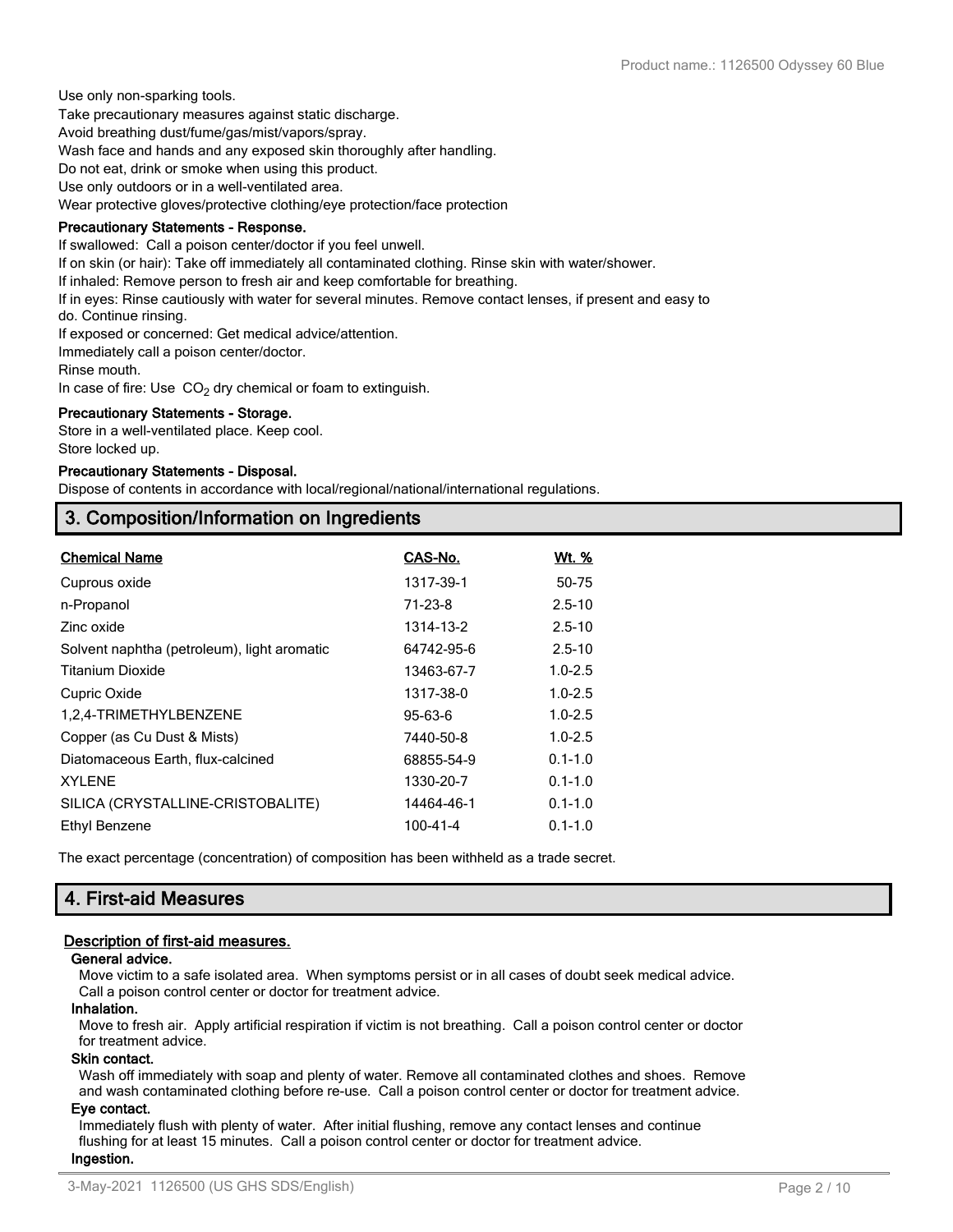Use only non-sparking tools.
Take precautionary measures against static discharge.
Avoid breathing dust/fume/gas/mist/vapors/spray.
Wash face and hands and any exposed skin thoroughly after handling.
Do not eat, drink or smoke when using this product.
Use only outdoors or in a well-ventilated area.
Wear protective gloves/protective clothing/eye protection/face protection

**Precautionary Statements - Response.**

If swallowed: Call a poison center/doctor if you feel unwell.
If on skin (or hair): Take off immediately all contaminated clothing. Rinse skin with water/shower.
If inhaled: Remove person to fresh air and keep comfortable for breathing.
If in eyes: Rinse cautiously with water for several minutes. Remove contact lenses, if present and easy to do. Continue rinsing.
If exposed or concerned: Get medical advice/attention.
Immediately call a poison center/doctor.
Rinse mouth.
In case of fire: Use $CO_2$ dry chemical or foam to extinguish.

**Precautionary Statements - Storage.**

Store in a well-ventilated place. Keep cool.
Store locked up.

**Precautionary Statements - Disposal.**

Dispose of contents in accordance with local/regional/national/international regulations.

## 3. Composition/Information on Ingredients

| Chemical Name | CAS-No. | Wt. % |
|---|---|---|
| Cuprous oxide | 1317-39-1 | 50-75 |
| n-Propanol | 71-23-8 | 2.5-10 |
| Zinc oxide | 1314-13-2 | 2.5-10 |
| Solvent naphtha (petroleum), light aromatic | 64742-95-6 | 2.5-10 |
| Titanium Dioxide | 13463-67-7 | 1.0-2.5 |
| Cupric Oxide | 1317-38-0 | 1.0-2.5 |
| 1,2,4-TRIMETHYLBENZENE | 95-63-6 | 1.0-2.5 |
| Copper (as Cu Dust & Mists) | 7440-50-8 | 1.0-2.5 |
| Diatomaceous Earth, flux-calcined | 68855-54-9 | 0.1-1.0 |
| XYLENE | 1330-20-7 | 0.1-1.0 |
| SILICA (CRYSTALLINE-CRISTOBALITE) | 14464-46-1 | 0.1-1.0 |
| Ethyl Benzene | 100-41-4 | 0.1-1.0 |

The exact percentage (concentration) of composition has been withheld as a trade secret.

## 4. First-aid Measures

**Description of first-aid measures.**

**General advice.**

Move victim to a safe isolated area. When symptoms persist or in all cases of doubt seek medical advice. Call a poison control center or doctor for treatment advice.

**Inhalation.**

Move to fresh air. Apply artificial respiration if victim is not breathing. Call a poison control center or doctor for treatment advice.

**Skin contact.**

Wash off immediately with soap and plenty of water. Remove all contaminated clothes and shoes. Remove and wash contaminated clothing before re-use. Call a poison control center or doctor for treatment advice.

**Eye contact.**

Immediately flush with plenty of water. After initial flushing, remove any contact lenses and continue flushing for at least 15 minutes. Call a poison control center or doctor for treatment advice.

**Ingestion.**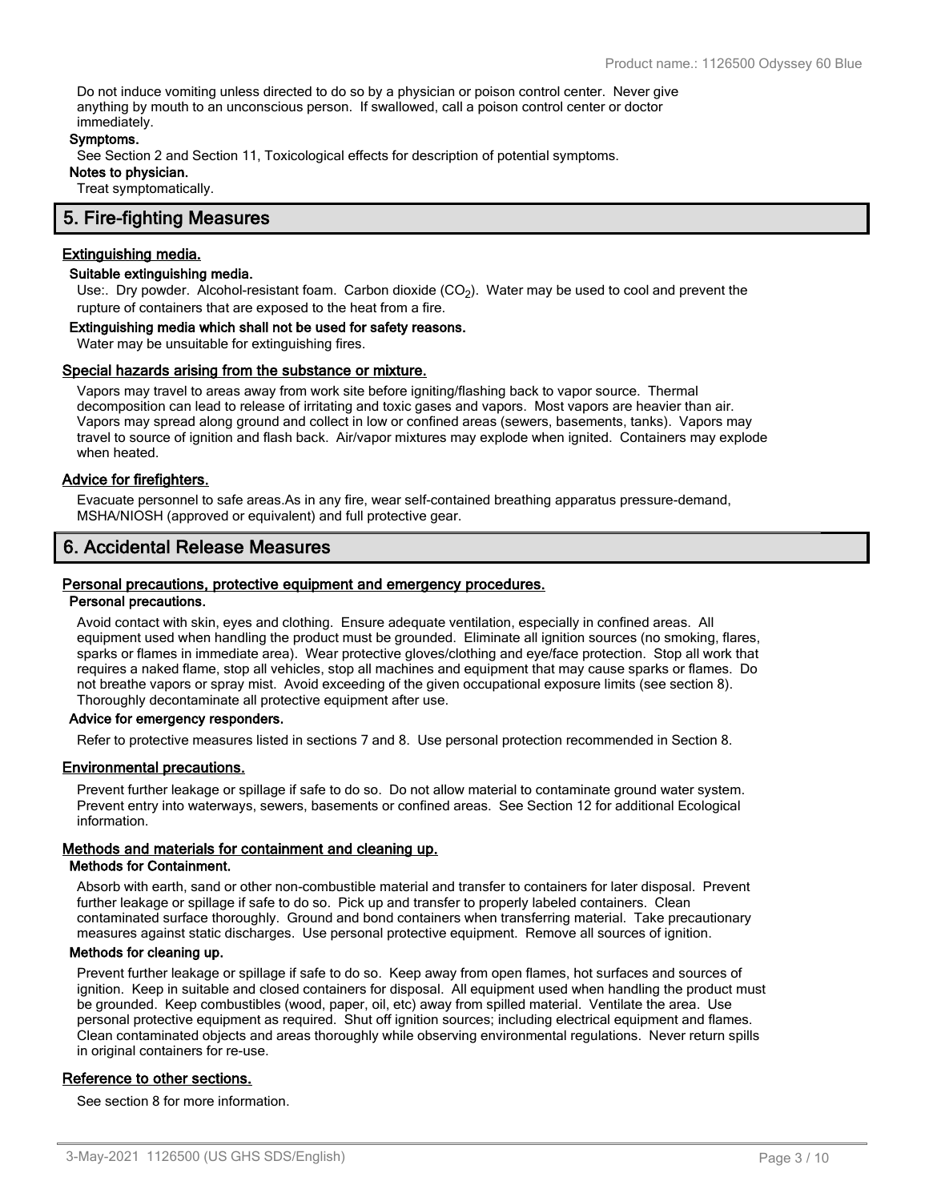Do not induce vomiting unless directed to do so by a physician or poison control center. Never give anything by mouth to an unconscious person. If swallowed, call a poison control center or doctor immediately.

**Symptoms.**

See Section 2 and Section 11, Toxicological effects for description of potential symptoms.

**Notes to physician.**

Treat symptomatically.

## 5. Fire-fighting Measures

### Extinguishing media.

**Suitable extinguishing media.**

Use:. Dry powder. Alcohol-resistant foam. Carbon dioxide ($CO_2$). Water may be used to cool and prevent the rupture of containers that are exposed to the heat from a fire.

**Extinguishing media which shall not be used for safety reasons.**

Water may be unsuitable for extinguishing fires.

### Special hazards arising from the substance or mixture.

Vapors may travel to areas away from work site before igniting/flashing back to vapor source. Thermal decomposition can lead to release of irritating and toxic gases and vapors. Most vapors are heavier than air. Vapors may spread along ground and collect in low or confined areas (sewers, basements, tanks). Vapors may travel to source of ignition and flash back. Air/vapor mixtures may explode when ignited. Containers may explode when heated.

### Advice for firefighters.

Evacuate personnel to safe areas.As in any fire, wear self-contained breathing apparatus pressure-demand, MSHA/NIOSH (approved or equivalent) and full protective gear.

## 6. Accidental Release Measures

### Personal precautions, protective equipment and emergency procedures.

**Personal precautions.**

Avoid contact with skin, eyes and clothing. Ensure adequate ventilation, especially in confined areas. All equipment used when handling the product must be grounded. Eliminate all ignition sources (no smoking, flares, sparks or flames in immediate area). Wear protective gloves/clothing and eye/face protection. Stop all work that requires a naked flame, stop all vehicles, stop all machines and equipment that may cause sparks or flames. Do not breathe vapors or spray mist. Avoid exceeding of the given occupational exposure limits (see section 8). Thoroughly decontaminate all protective equipment after use.

**Advice for emergency responders.**

Refer to protective measures listed in sections 7 and 8. Use personal protection recommended in Section 8.

### Environmental precautions.

Prevent further leakage or spillage if safe to do so. Do not allow material to contaminate ground water system. Prevent entry into waterways, sewers, basements or confined areas. See Section 12 for additional Ecological information.

### Methods and materials for containment and cleaning up.

**Methods for Containment.**

Absorb with earth, sand or other non-combustible material and transfer to containers for later disposal. Prevent further leakage or spillage if safe to do so. Pick up and transfer to properly labeled containers. Clean contaminated surface thoroughly. Ground and bond containers when transferring material. Take precautionary measures against static discharges. Use personal protective equipment. Remove all sources of ignition.

**Methods for cleaning up.**

Prevent further leakage or spillage if safe to do so. Keep away from open flames, hot surfaces and sources of ignition. Keep in suitable and closed containers for disposal. All equipment used when handling the product must be grounded. Keep combustibles (wood, paper, oil, etc) away from spilled material. Ventilate the area. Use personal protective equipment as required. Shut off ignition sources; including electrical equipment and flames. Clean contaminated objects and areas thoroughly while observing environmental regulations. Never return spills in original containers for re-use.

### Reference to other sections.

See section 8 for more information.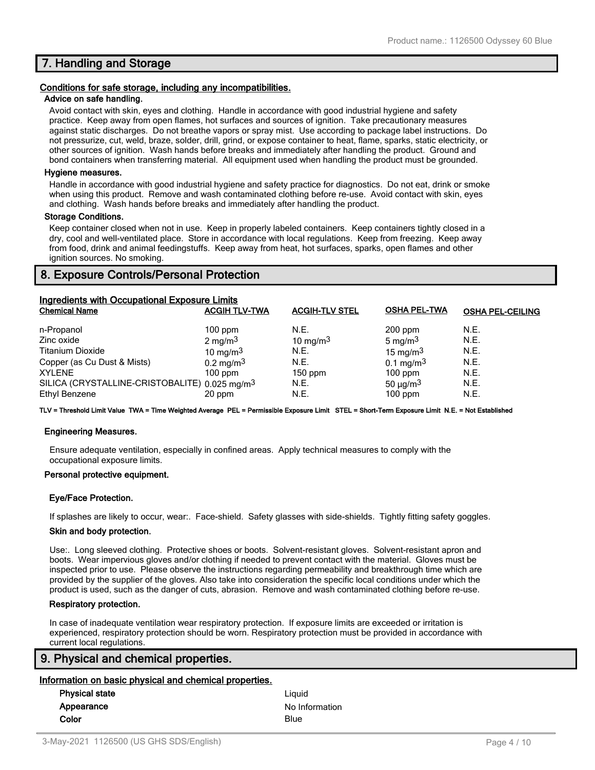## 7. Handling and Storage

**Conditions for safe storage, including any incompatibilities.**

**Advice on safe handling.**

Avoid contact with skin, eyes and clothing. Handle in accordance with good industrial hygiene and safety practice. Keep away from open flames, hot surfaces and sources of ignition. Take precautionary measures against static discharges. Do not breathe vapors or spray mist. Use according to package label instructions. Do not pressurize, cut, weld, braze, solder, drill, grind, or expose container to heat, flame, sparks, static electricity, or other sources of ignition. Wash hands before breaks and immediately after handling the product. Ground and bond containers when transferring material. All equipment used when handling the product must be grounded.

**Hygiene measures.**

Handle in accordance with good industrial hygiene and safety practice for diagnostics. Do not eat, drink or smoke when using this product. Remove and wash contaminated clothing before re-use. Avoid contact with skin, eyes and clothing. Wash hands before breaks and immediately after handling the product.

**Storage Conditions.**

Keep container closed when not in use. Keep in properly labeled containers. Keep containers tightly closed in a dry, cool and well-ventilated place. Store in accordance with local regulations. Keep from freezing. Keep away from food, drink and animal feedingstuffs. Keep away from heat, hot surfaces, sparks, open flames and other ignition sources. No smoking.

## 8. Exposure Controls/Personal Protection

**Ingredients with Occupational Exposure Limits**

| Chemical Name | ACGIH TLV-TWA | ACGIH-TLV STEL | OSHA PEL-TWA | OSHA PEL-CEILING |
|---|---|---|---|---|
| n-Propanol | 100 ppm | N.E. | 200 ppm | N.E. |
| Zinc oxide | 2 $mg/m^3$ | 10 $mg/m^3$ | 5 $mg/m^3$ | N.E. |
| Titanium Dioxide | 10 $mg/m^3$ | N.E. | 15 $mg/m^3$ | N.E. |
| Copper (as Cu Dust & Mists) | 0.2 $mg/m^3$ | N.E. | 0.1 $mg/m^3$ | N.E. |
| XYLENE | 100 ppm | 150 ppm | 100 ppm | N.E. |
| SILICA (CRYSTALLINE-CRISTOBALITE) | 0.025 $mg/m^3$ | N.E. | 50 $\mu g/m^3$ | N.E. |
| Ethyl Benzene | 20 ppm | N.E. | 100 ppm | N.E. |

**TLV = Threshold Limit Value TWA = Time Weighted Average PEL = Permissible Exposure Limit STEL = Short-Term Exposure Limit N.E. = Not Established**

**Engineering Measures.**

Ensure adequate ventilation, especially in confined areas. Apply technical measures to comply with the occupational exposure limits.

**Personal protective equipment.**

**Eye/Face Protection.**

If splashes are likely to occur, wear:. Face-shield. Safety glasses with side-shields. Tightly fitting safety goggles.

**Skin and body protection.**

Use:. Long sleeved clothing. Protective shoes or boots. Solvent-resistant gloves. Solvent-resistant apron and boots. Wear impervious gloves and/or clothing if needed to prevent contact with the material. Gloves must be inspected prior to use. Please observe the instructions regarding permeability and breakthrough time which are provided by the supplier of the gloves. Also take into consideration the specific local conditions under which the product is used, such as the danger of cuts, abrasion. Remove and wash contaminated clothing before re-use.

**Respiratory protection.**

In case of inadequate ventilation wear respiratory protection. If exposure limits are exceeded or irritation is experienced, respiratory protection should be worn. Respiratory protection must be provided in accordance with current local regulations.

## 9. Physical and chemical properties.

**Information on basic physical and chemical properties.**

| | |
|---|---|
| **Physical state** | Liquid |
| **Appearance** | No Information |
| **Color** | Blue |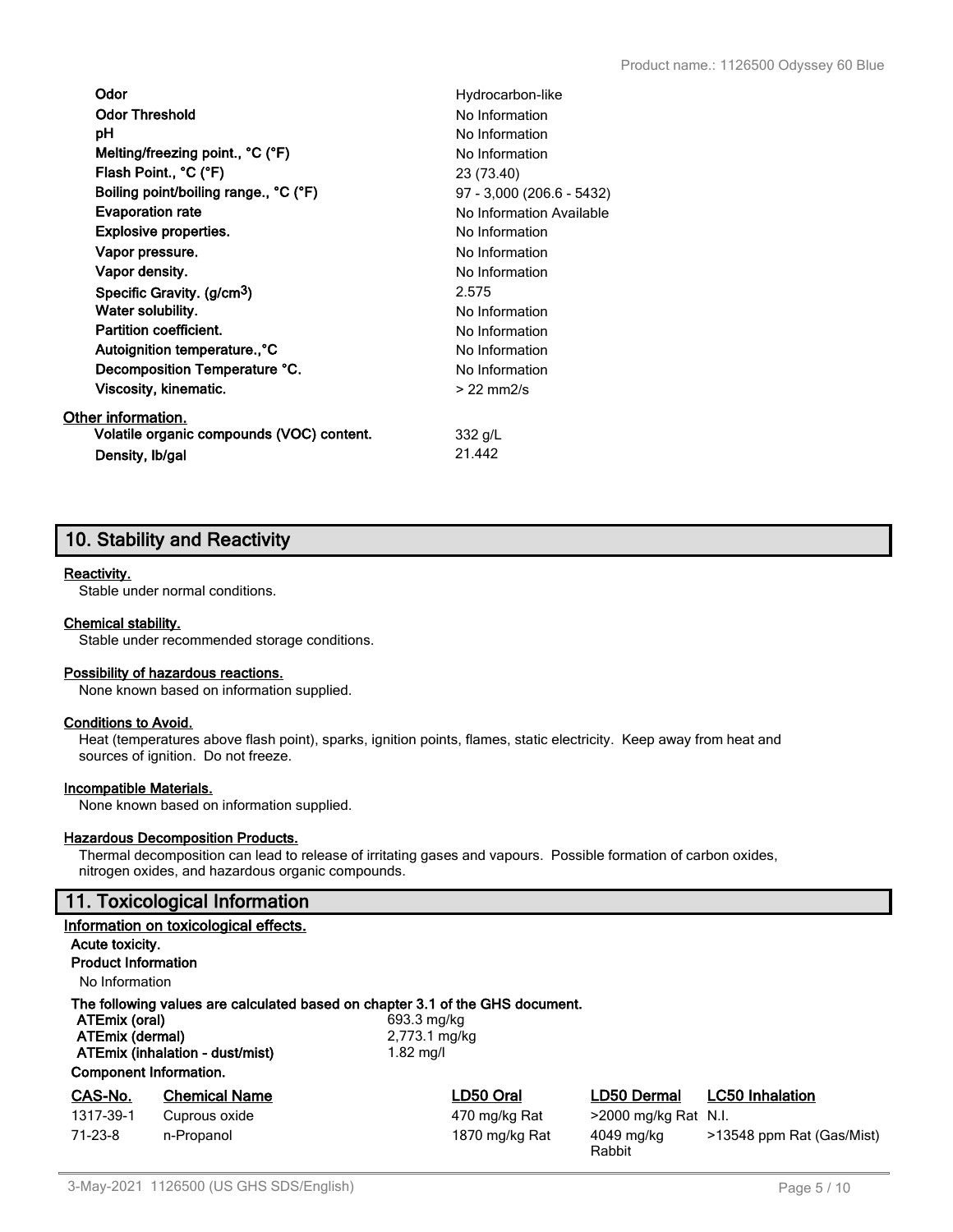| | |
|---|---|
| **Odor** | Hydrocarbon-like |
| **Odor Threshold** | No Information |
| **pH** | No Information |
| **Melting/freezing point., °C (°F)** | No Information |
| **Flash Point., °C (°F)** | 23 (73.40) |
| **Boiling point/boiling range., °C (°F)** | 97 - 3,000 (206.6 - 5432) |
| **Evaporation rate** | No Information Available |
| **Explosive properties.** | No Information |
| **Vapor pressure.** | No Information |
| **Vapor density.** | No Information |
| **Specific Gravity. (g/cm$^3$)** | 2.575 |
| **Water solubility.** | No Information |
| **Partition coefficient.** | No Information |
| **Autoignition temperature.,°C** | No Information |
| **Decomposition Temperature °C.** | No Information |
| **Viscosity, kinematic.** | > 22 mm2/s |

**Other information.**

| | |
|---|---|
| **Volatile organic compounds (VOC) content.** | 332 g/L |
| **Density, lb/gal** | 21.442 |

## 10. Stability and Reactivity

**Reactivity.**

Stable under normal conditions.

**Chemical stability.**

Stable under recommended storage conditions.

**Possibility of hazardous reactions.**

None known based on information supplied.

**Conditions to Avoid.**

Heat (temperatures above flash point), sparks, ignition points, flames, static electricity. Keep away from heat and sources of ignition. Do not freeze.

**Incompatible Materials.**

None known based on information supplied.

**Hazardous Decomposition Products.**

Thermal decomposition can lead to release of irritating gases and vapours. Possible formation of carbon oxides, nitrogen oxides, and hazardous organic compounds.

## 11. Toxicological Information

**Information on toxicological effects.**

**Acute toxicity.**

**Product Information**

No Information

**The following values are calculated based on chapter 3.1 of the GHS document.**

| | |
|---|---|
| **ATEmix (oral)** | 693.3 mg/kg |
| **ATEmix (dermal)** | 2,773.1 mg/kg |
| **ATEmix (inhalation - dust/mist)** | 1.82 mg/l |

**Component Information.**

| CAS-No. | Chemical Name | LD50 Oral | LD50 Dermal | LC50 Inhalation |
|---|---|---|---|---|
| 1317-39-1 | Cuprous oxide | 470 mg/kg Rat | >2000 mg/kg Rat | N.I. |
| 71-23-8 | n-Propanol | 1870 mg/kg Rat | 4049 mg/kg Rabbit | >13548 ppm Rat (Gas/Mist) |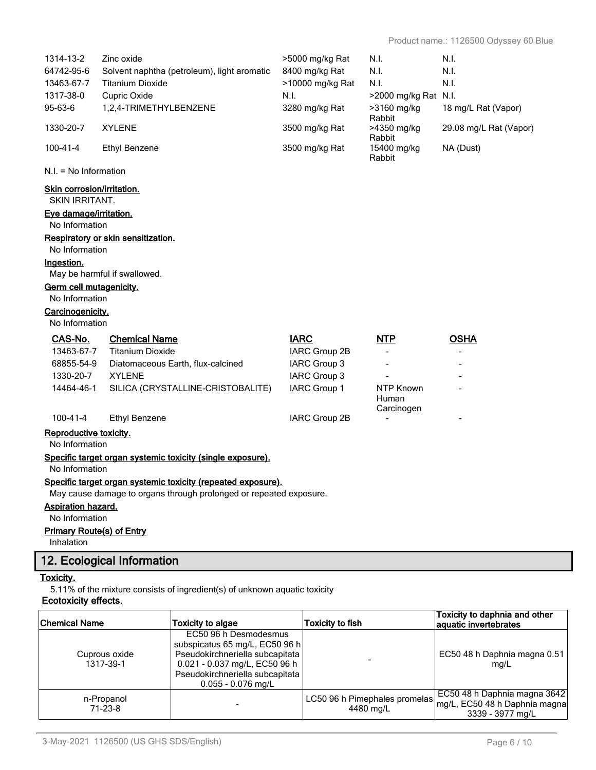| | | | | |
|---|---|---|---|---|
| 1314-13-2 | Zinc oxide | >5000 mg/kg Rat | N.I. | N.I. |
| 64742-95-6 | Solvent naphtha (petroleum), light aromatic | 8400 mg/kg Rat | N.I. | N.I. |
| 13463-67-7 | Titanium Dioxide | >10000 mg/kg Rat | N.I. | N.I. |
| 1317-38-0 | Cupric Oxide | N.I. | >2000 mg/kg Rat | N.I. |
| 95-63-6 | 1,2,4-TRIMETHYLBENZENE | 3280 mg/kg Rat | >3160 mg/kg Rabbit | 18 mg/L Rat (Vapor) |
| 1330-20-7 | XYLENE | 3500 mg/kg Rat | >4350 mg/kg Rabbit | 29.08 mg/L Rat (Vapor) |
| 100-41-4 | Ethyl Benzene | 3500 mg/kg Rat | 15400 mg/kg Rabbit | NA (Dust) |

N.I. = No Information

**Skin corrosion/irritation.**

SKIN IRRITANT.

**Eye damage/irritation.**

No Information

**Respiratory or skin sensitization.**

No Information

**Ingestion.**

May be harmful if swallowed.

**Germ cell mutagenicity.**

No Information

**Carcinogenicity.**

No Information

| CAS-No. | Chemical Name | IARC | NTP | OSHA |
|---|---|---|---|---|
| 13463-67-7 | Titanium Dioxide | IARC Group 2B | - | - |
| 68855-54-9 | Diatomaceous Earth, flux-calcined | IARC Group 3 | - | - |
| 1330-20-7 | XYLENE | IARC Group 3 | - | - |
| 14464-46-1 | SILICA (CRYSTALLINE-CRISTOBALITE) | IARC Group 1 | NTP Known Human Carcinogen | - |
| 100-41-4 | Ethyl Benzene | IARC Group 2B | - | - |

**Reproductive toxicity.**

No Information

**Specific target organ systemic toxicity (single exposure).**

No Information

**Specific target organ systemic toxicity (repeated exposure).**

May cause damage to organs through prolonged or repeated exposure.

**Aspiration hazard.**

No Information

**Primary Route(s) of Entry**

Inhalation

## 12. Ecological Information

**Toxicity.**

5.11% of the mixture consists of ingredient(s) of unknown aquatic toxicity

**Ecotoxicity effects.**

| Chemical Name | Toxicity to algae | Toxicity to fish | Toxicity to daphnia and other aquatic invertebrates |
|---|---|---|---|
| Cuprous oxide 1317-39-1 | EC50 96 h Desmodesmus subspicatus 65 mg/L, EC50 96 h Pseudokirchneriella subcapitata 0.021 - 0.037 mg/L, EC50 96 h Pseudokirchneriella subcapitata 0.055 - 0.076 mg/L | - | EC50 48 h Daphnia magna 0.51 mg/L |
| n-Propanol 71-23-8 | - | LC50 96 h Pimephales promelas 4480 mg/L | EC50 48 h Daphnia magna 3642 mg/L, EC50 48 h Daphnia magna 3339 - 3977 mg/L |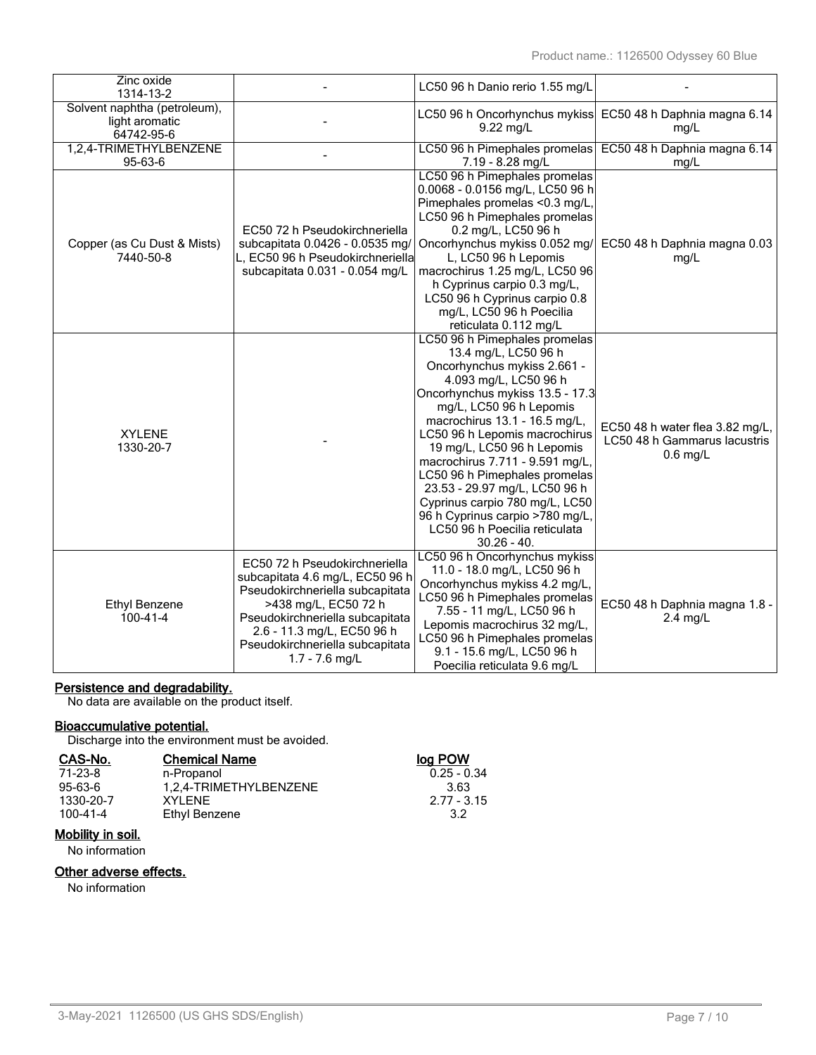| | | | |
|---|---|---|---|
| Zinc oxide<br>1314-13-2 | - | LC50 96 h Danio rerio 1.55 mg/L | - |
| Solvent naphtha (petroleum), light aromatic<br>64742-95-6 | - | LC50 96 h Oncorhynchus mykiss 9.22 mg/L | EC50 48 h Daphnia magna 6.14 mg/L |
| 1,2,4-TRIMETHYLBENZENE<br>95-63-6 | - | LC50 96 h Pimephales promelas 7.19 - 8.28 mg/L | EC50 48 h Daphnia magna 6.14 mg/L |
| Copper (as Cu Dust & Mists)<br>7440-50-8 | EC50 72 h Pseudokirchneriella subcapitata 0.0426 - 0.0535 mg/L, EC50 96 h Pseudokirchneriella subcapitata 0.031 - 0.054 mg/L | LC50 96 h Pimephales promelas 0.0068 - 0.0156 mg/L, LC50 96 h Pimephales promelas <0.3 mg/L, LC50 96 h Pimephales promelas 0.2 mg/L, LC50 96 h Oncorhynchus mykiss 0.052 mg/L, LC50 96 h Lepomis macrochirus 1.25 mg/L, LC50 96 h Cyprinus carpio 0.3 mg/L, LC50 96 h Cyprinus carpio 0.8 mg/L, LC50 96 h Poecilia reticulata 0.112 mg/L | EC50 48 h Daphnia magna 0.03 mg/L |
| XYLENE<br>1330-20-7 | - | LC50 96 h Pimephales promelas 13.4 mg/L, LC50 96 h Oncorhynchus mykiss 2.661 - 4.093 mg/L, LC50 96 h Oncorhynchus mykiss 13.5 - 17.3 mg/L, LC50 96 h Lepomis macrochirus 13.1 - 16.5 mg/L, LC50 96 h Lepomis macrochirus 19 mg/L, LC50 96 h Lepomis macrochirus 7.711 - 9.591 mg/L, LC50 96 h Pimephales promelas 23.53 - 29.97 mg/L, LC50 96 h Cyprinus carpio 780 mg/L, LC50 96 h Cyprinus carpio >780 mg/L, LC50 96 h Poecilia reticulata 30.26 - 40. | EC50 48 h water flea 3.82 mg/L, LC50 48 h Gammarus lacustris 0.6 mg/L |
| Ethyl Benzene<br>100-41-4 | EC50 72 h Pseudokirchneriella subcapitata 4.6 mg/L, EC50 96 h Pseudokirchneriella subcapitata >438 mg/L, EC50 72 h Pseudokirchneriella subcapitata 2.6 - 11.3 mg/L, EC50 96 h Pseudokirchneriella subcapitata 1.7 - 7.6 mg/L | LC50 96 h Oncorhynchus mykiss 11.0 - 18.0 mg/L, LC50 96 h Oncorhynchus mykiss 4.2 mg/L, LC50 96 h Pimephales promelas 7.55 - 11 mg/L, LC50 96 h Lepomis macrochirus 32 mg/L, LC50 96 h Pimephales promelas 9.1 - 15.6 mg/L, LC50 96 h Poecilia reticulata 9.6 mg/L | EC50 48 h Daphnia magna 1.8 - 2.4 mg/L |

**Persistence and degradability.**

No data are available on the product itself.

**Bioaccumulative potential.**

Discharge into the environment must be avoided.

| CAS-No. | Chemical Name | log POW |
|---|---|---|
| 71-23-8 | n-Propanol | 0.25 - 0.34 |
| 95-63-6 | 1,2,4-TRIMETHYLBENZENE | 3.63 |
| 1330-20-7 | XYLENE | 2.77 - 3.15 |
| 100-41-4 | Ethyl Benzene | 3.2 |

**Mobility in soil.**

No information

**Other adverse effects.**

No information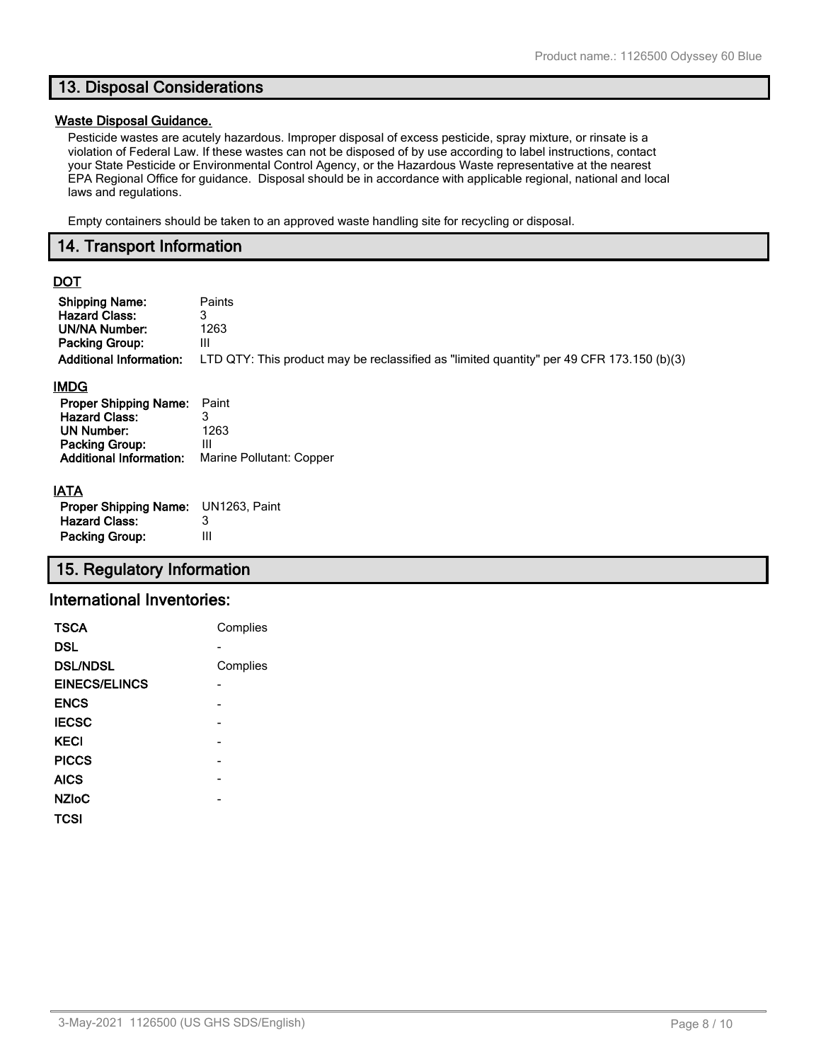## 13. Disposal Considerations

**Waste Disposal Guidance.**

Pesticide wastes are acutely hazardous. Improper disposal of excess pesticide, spray mixture, or rinsate is a violation of Federal Law. If these wastes can not be disposed of by use according to label instructions, contact your State Pesticide or Environmental Control Agency, or the Hazardous Waste representative at the nearest EPA Regional Office for guidance. Disposal should be in accordance with applicable regional, national and local laws and regulations.

Empty containers should be taken to an approved waste handling site for recycling or disposal.

## 14. Transport Information

**DOT**

| | |
|---|---|
| **Shipping Name:** | Paints |
| **Hazard Class:** | 3 |
| **UN/NA Number:** | 1263 |
| **Packing Group:** | III |
| **Additional Information:** | LTD QTY: This product may be reclassified as "limited quantity" per 49 CFR 173.150 (b)(3) |

**IMDG**

| | |
|---|---|
| **Proper Shipping Name:** | Paint |
| **Hazard Class:** | 3 |
| **UN Number:** | 1263 |
| **Packing Group:** | III |
| **Additional Information:** | Marine Pollutant: Copper |

**IATA**

| | |
|---|---|
| **Proper Shipping Name:** | UN1263, Paint |
| **Hazard Class:** | 3 |
| **Packing Group:** | III |

## 15. Regulatory Information

### International Inventories:

| | |
|---|---|
| **TSCA** | Complies |
| **DSL** | - |
| **DSL/NDSL** | Complies |
| **EINECS/ELINCS** | - |
| **ENCS** | - |
| **IECSC** | - |
| **KECI** | - |
| **PICCS** | - |
| **AICS** | - |
| **NZIoC** | - |
| **TCSI** | |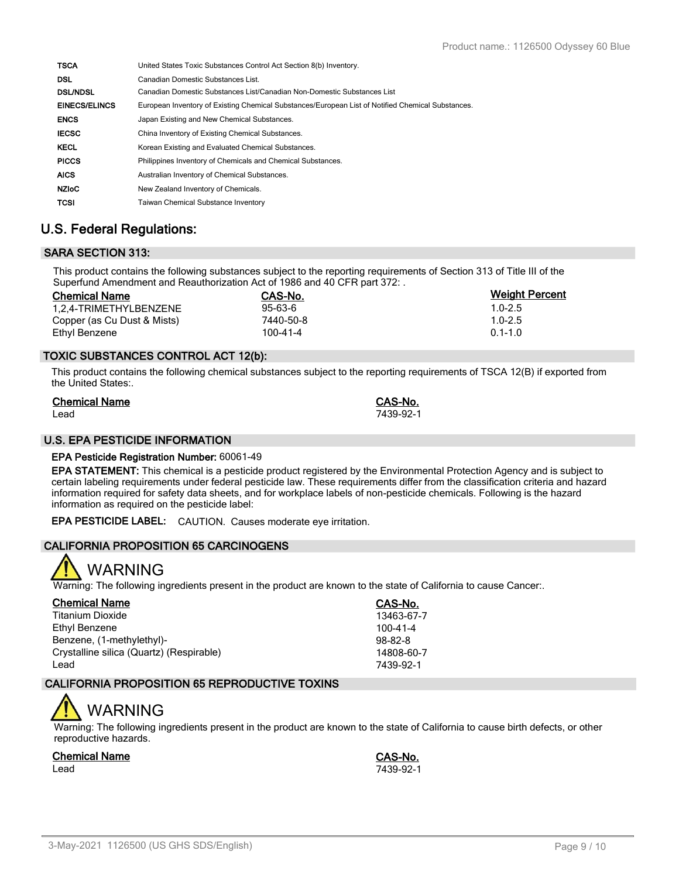| | |
|---|---|
| **TSCA** | United States Toxic Substances Control Act Section 8(b) Inventory. |
| **DSL** | Canadian Domestic Substances List. |
| **DSL/NDSL** | Canadian Domestic Substances List/Canadian Non-Domestic Substances List |
| **EINECS/ELINCS** | European Inventory of Existing Chemical Substances/European List of Notified Chemical Substances. |
| **ENCS** | Japan Existing and New Chemical Substances. |
| **IECSC** | China Inventory of Existing Chemical Substances. |
| **KECL** | Korean Existing and Evaluated Chemical Substances. |
| **PICCS** | Philippines Inventory of Chemicals and Chemical Substances. |
| **AICS** | Australian Inventory of Chemical Substances. |
| **NZIoC** | New Zealand Inventory of Chemicals. |
| **TCSI** | Taiwan Chemical Substance Inventory |

## U.S. Federal Regulations:

### SARA SECTION 313:

This product contains the following substances subject to the reporting requirements of Section 313 of Title III of the Superfund Amendment and Reauthorization Act of 1986 and 40 CFR part 372: .

| Chemical Name | CAS-No. | Weight Percent |
|---|---|---|
| 1,2,4-TRIMETHYLBENZENE | 95-63-6 | 1.0-2.5 |
| Copper (as Cu Dust & Mists) | 7440-50-8 | 1.0-2.5 |
| Ethyl Benzene | 100-41-4 | 0.1-1.0 |

### TOXIC SUBSTANCES CONTROL ACT 12(b):

This product contains the following chemical substances subject to the reporting requirements of TSCA 12(B) if exported from the United States:.

| Chemical Name | CAS-No. |
|---|---|
| Lead | 7439-92-1 |

### U.S. EPA PESTICIDE INFORMATION

**EPA Pesticide Registration Number:** 60061-49

**EPA STATEMENT:** This chemical is a pesticide product registered by the Environmental Protection Agency and is subject to certain labeling requirements under federal pesticide law. These requirements differ from the classification criteria and hazard information required for safety data sheets, and for workplace labels of non-pesticide chemicals. Following is the hazard information as required on the pesticide label:

**EPA PESTICIDE LABEL:** CAUTION. Causes moderate eye irritation.

### CALIFORNIA PROPOSITION 65 CARCINOGENS

WARNING

Warning: The following ingredients present in the product are known to the state of California to cause Cancer:.

| Chemical Name | CAS-No. |
|---|---|
| Titanium Dioxide | 13463-67-7 |
| Ethyl Benzene | 100-41-4 |
| Benzene, (1-methylethyl)- | 98-82-8 |
| Crystalline silica (Quartz) (Respirable) | 14808-60-7 |
| Lead | 7439-92-1 |

### CALIFORNIA PROPOSITION 65 REPRODUCTIVE TOXINS

WARNING

Warning: The following ingredients present in the product are known to the state of California to cause birth defects, or other reproductive hazards.

| Chemical Name | CAS-No. |
|---|---|
| Lead | 7439-92-1 |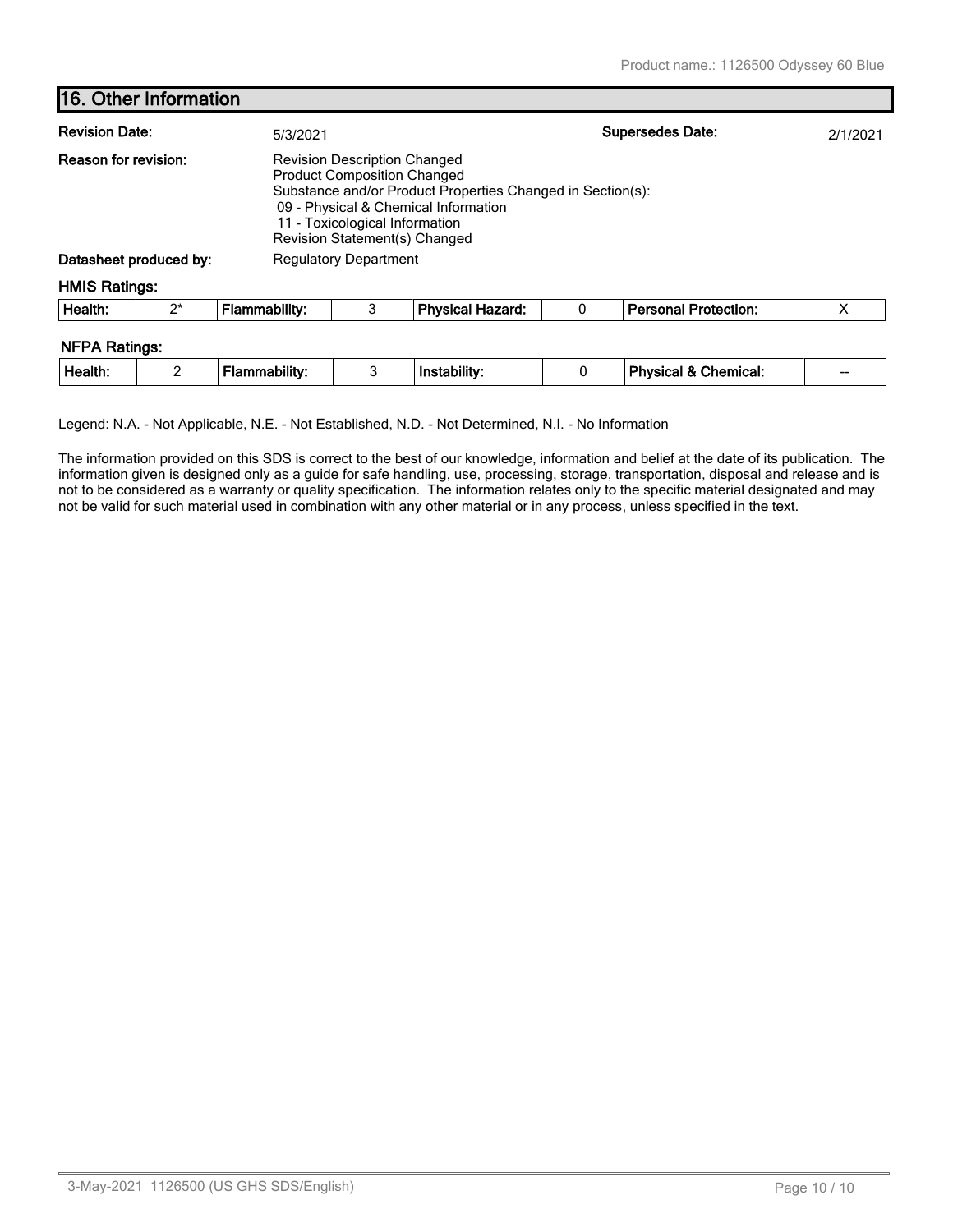## 16. Other Information

**Revision Date:** 5/3/2021 **Supersedes Date:** 2/1/2021

**Reason for revision:** Revision Description Changed
Product Composition Changed
Substance and/or Product Properties Changed in Section(s):
09 - Physical & Chemical Information
11 - Toxicological Information
Revision Statement(s) Changed

**Datasheet produced by:** Regulatory Department

**HMIS Ratings:**

| | | | | | | | |
|---|---|---|---|---|---|---|---|
| **Health:** | 2* | **Flammability:** | 3 | **Physical Hazard:** | 0 | **Personal Protection:** | X |

**NFPA Ratings:**

| | | | | | | | |
|---|---|---|---|---|---|---|---|
| **Health:** | 2 | **Flammability:** | 3 | **Instability:** | 0 | **Physical & Chemical:** | -- |

Legend: N.A. - Not Applicable, N.E. - Not Established, N.D. - Not Determined, N.I. - No Information

The information provided on this SDS is correct to the best of our knowledge, information and belief at the date of its publication. The information given is designed only as a guide for safe handling, use, processing, storage, transportation, disposal and release and is not to be considered as a warranty or quality specification. The information relates only to the specific material designated and may not be valid for such material used in combination with any other material or in any process, unless specified in the text.